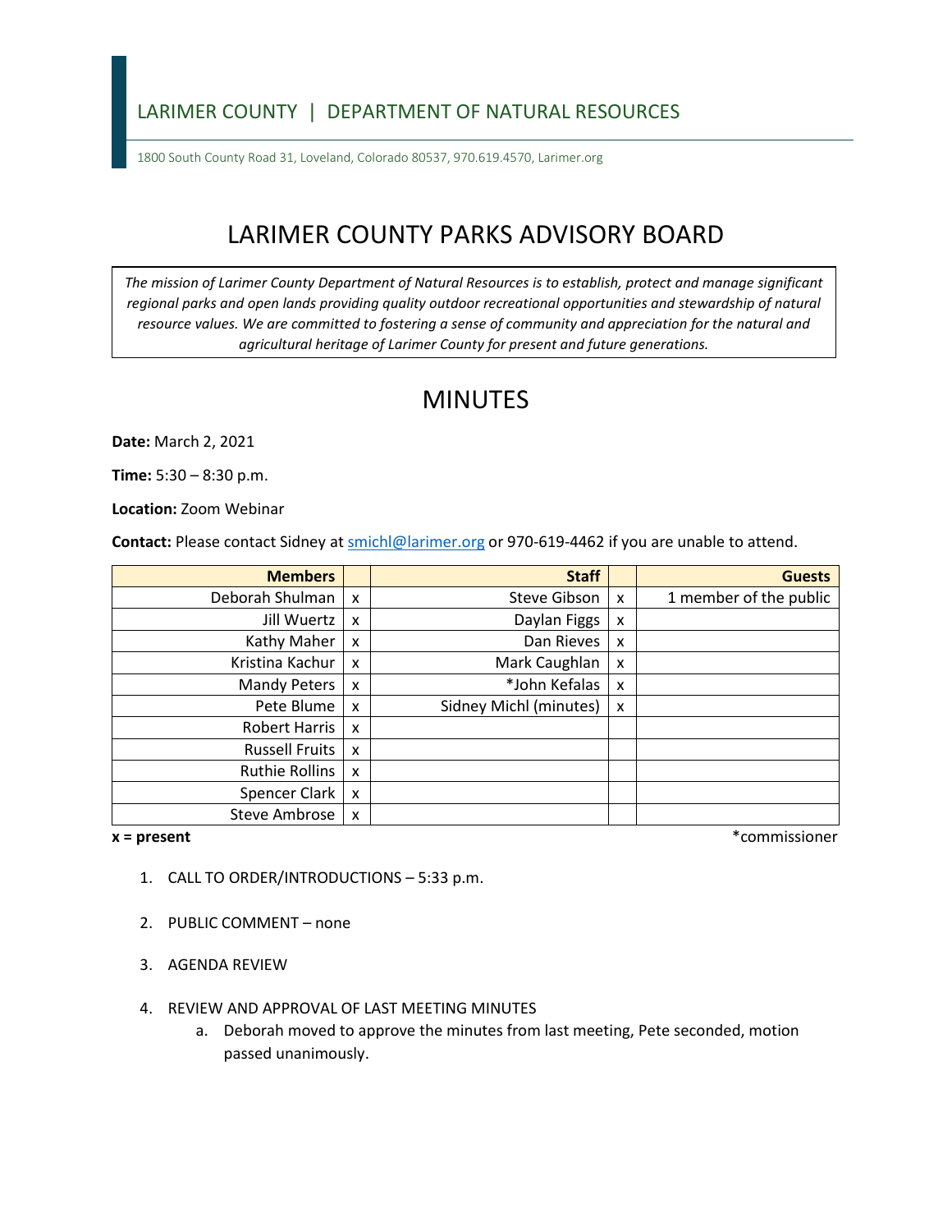LARIMER COUNTY | DEPARTMENT OF NATURAL RESOURCES

1800 South County Road 31, Loveland, Colorado 80537, 970.619.4570, Larimer.org

# LARIMER COUNTY PARKS ADVISORY BOARD

*The mission of Larimer County Department of Natural Resources is to establish, protect and manage significant regional parks and open lands providing quality outdoor recreational opportunities and stewardship of natural resource values. We are committed to fostering a sense of community and appreciation for the natural and agricultural heritage of Larimer County for present and future generations.*

# MINUTES

**Date:** March 2, 2021

**Time:** 5:30 – 8:30 p.m.

**Location:** Zoom Webinar

**Contact:** Please contact Sidney at smichl@larimer.org or 970-619-4462 if you are unable to attend.

| Members | | Staff | | Guests |
|---|---|---|---|---|
| Deborah Shulman | x | Steve Gibson | x | 1 member of the public |
| Jill Wuertz | x | Daylan Figgs | x | |
| Kathy Maher | x | Dan Rieves | x | |
| Kristina Kachur | x | Mark Caughlan | x | |
| Mandy Peters | x | *John Kefalas | x | |
| Pete Blume | x | Sidney Michl (minutes) | x | |
| Robert Harris | x | | | |
| Russell Fruits | x | | | |
| Ruthie Rollins | x | | | |
| Spencer Clark | x | | | |
| Steve Ambrose | x | | | |

**x = present** *commissioner

1. CALL TO ORDER/INTRODUCTIONS – 5:33 p.m.

2. PUBLIC COMMENT – none

3. AGENDA REVIEW

4. REVIEW AND APPROVAL OF LAST MEETING MINUTES
   a. Deborah moved to approve the minutes from last meeting, Pete seconded, motion passed unanimously.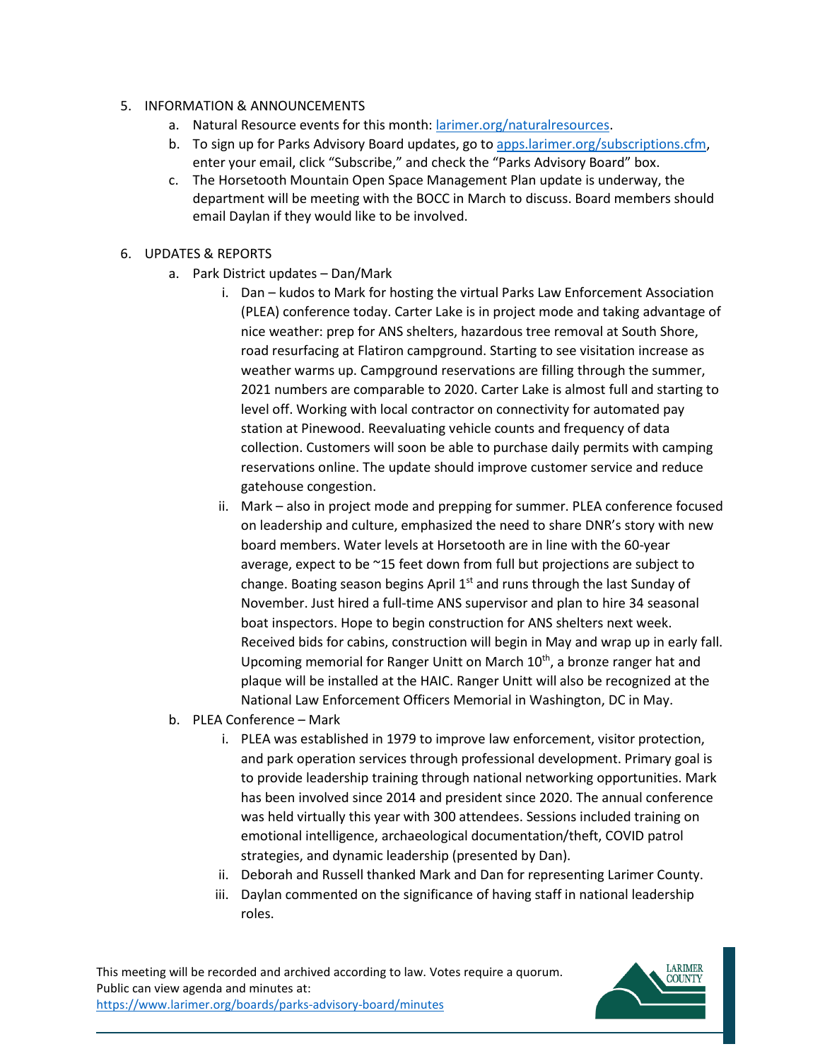5. INFORMATION & ANNOUNCEMENTS
   a. Natural Resource events for this month: [larimer.org/naturalresources](larimer.org/naturalresources).
   b. To sign up for Parks Advisory Board updates, go to [apps.larimer.org/subscriptions.cfm](apps.larimer.org/subscriptions.cfm), enter your email, click "Subscribe," and check the "Parks Advisory Board" box.
   c. The Horsetooth Mountain Open Space Management Plan update is underway, the department will be meeting with the BOCC in March to discuss. Board members should email Daylan if they would like to be involved.

6. UPDATES & REPORTS
   a. Park District updates – Dan/Mark
      i. Dan – kudos to Mark for hosting the virtual Parks Law Enforcement Association (PLEA) conference today. Carter Lake is in project mode and taking advantage of nice weather: prep for ANS shelters, hazardous tree removal at South Shore, road resurfacing at Flatiron campground. Starting to see visitation increase as weather warms up. Campground reservations are filling through the summer, 2021 numbers are comparable to 2020. Carter Lake is almost full and starting to level off. Working with local contractor on connectivity for automated pay station at Pinewood. Reevaluating vehicle counts and frequency of data collection. Customers will soon be able to purchase daily permits with camping reservations online. The update should improve customer service and reduce gatehouse congestion.
      ii. Mark – also in project mode and prepping for summer. PLEA conference focused on leadership and culture, emphasized the need to share DNR's story with new board members. Water levels at Horsetooth are in line with the 60-year average, expect to be ~15 feet down from full but projections are subject to change. Boating season begins April 1st and runs through the last Sunday of November. Just hired a full-time ANS supervisor and plan to hire 34 seasonal boat inspectors. Hope to begin construction for ANS shelters next week. Received bids for cabins, construction will begin in May and wrap up in early fall. Upcoming memorial for Ranger Unitt on March 10th, a bronze ranger hat and plaque will be installed at the HAIC. Ranger Unitt will also be recognized at the National Law Enforcement Officers Memorial in Washington, DC in May.
   b. PLEA Conference – Mark
      i. PLEA was established in 1979 to improve law enforcement, visitor protection, and park operation services through professional development. Primary goal is to provide leadership training through national networking opportunities. Mark has been involved since 2014 and president since 2020. The annual conference was held virtually this year with 300 attendees. Sessions included training on emotional intelligence, archaeological documentation/theft, COVID patrol strategies, and dynamic leadership (presented by Dan).
      ii. Deborah and Russell thanked Mark and Dan for representing Larimer County.
      iii. Daylan commented on the significance of having staff in national leadership roles.

This meeting will be recorded and archived according to law. Votes require a quorum. Public can view agenda and minutes at: [https://www.larimer.org/boards/parks-advisory-board/minutes](https://www.larimer.org/boards/parks-advisory-board/minutes)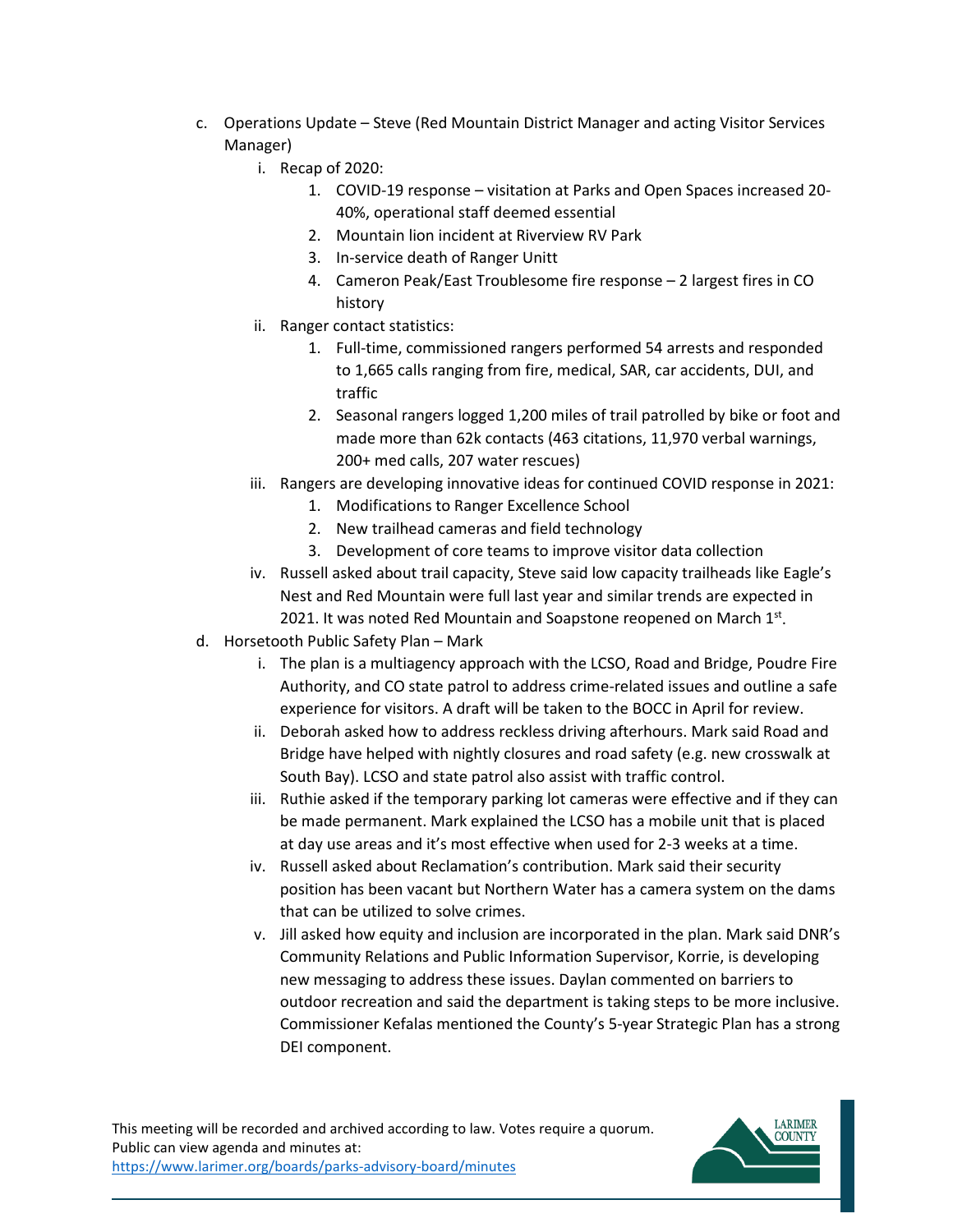c. Operations Update – Steve (Red Mountain District Manager and acting Visitor Services Manager)

   i. Recap of 2020:

      1. COVID-19 response – visitation at Parks and Open Spaces increased 20-40%, operational staff deemed essential
      2. Mountain lion incident at Riverview RV Park
      3. In-service death of Ranger Unitt
      4. Cameron Peak/East Troublesome fire response – 2 largest fires in CO history

   ii. Ranger contact statistics:

      1. Full-time, commissioned rangers performed 54 arrests and responded to 1,665 calls ranging from fire, medical, SAR, car accidents, DUI, and traffic
      2. Seasonal rangers logged 1,200 miles of trail patrolled by bike or foot and made more than 62k contacts (463 citations, 11,970 verbal warnings, 200+ med calls, 207 water rescues)

   iii. Rangers are developing innovative ideas for continued COVID response in 2021:

      1. Modifications to Ranger Excellence School
      2. New trailhead cameras and field technology
      3. Development of core teams to improve visitor data collection

   iv. Russell asked about trail capacity, Steve said low capacity trailheads like Eagle's Nest and Red Mountain were full last year and similar trends are expected in 2021. It was noted Red Mountain and Soapstone reopened on March 1st.

d. Horsetooth Public Safety Plan – Mark

   i. The plan is a multiagency approach with the LCSO, Road and Bridge, Poudre Fire Authority, and CO state patrol to address crime-related issues and outline a safe experience for visitors. A draft will be taken to the BOCC in April for review.

   ii. Deborah asked how to address reckless driving afterhours. Mark said Road and Bridge have helped with nightly closures and road safety (e.g. new crosswalk at South Bay). LCSO and state patrol also assist with traffic control.

   iii. Ruthie asked if the temporary parking lot cameras were effective and if they can be made permanent. Mark explained the LCSO has a mobile unit that is placed at day use areas and it's most effective when used for 2-3 weeks at a time.

   iv. Russell asked about Reclamation's contribution. Mark said their security position has been vacant but Northern Water has a camera system on the dams that can be utilized to solve crimes.

   v. Jill asked how equity and inclusion are incorporated in the plan. Mark said DNR's Community Relations and Public Information Supervisor, Korrie, is developing new messaging to address these issues. Daylan commented on barriers to outdoor recreation and said the department is taking steps to be more inclusive. Commissioner Kefalas mentioned the County's 5-year Strategic Plan has a strong DEI component.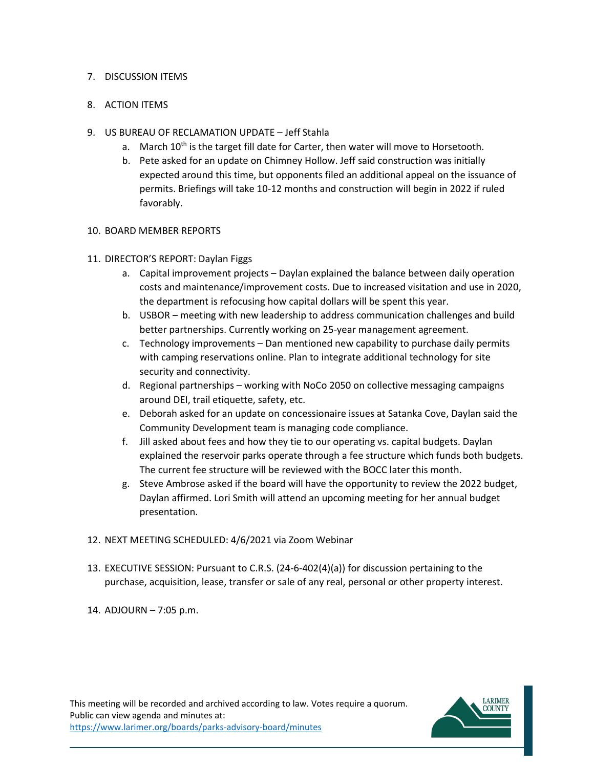7. DISCUSSION ITEMS

8. ACTION ITEMS

9. US BUREAU OF RECLAMATION UPDATE – Jeff Stahla
   a. March 10th is the target fill date for Carter, then water will move to Horsetooth.
   b. Pete asked for an update on Chimney Hollow. Jeff said construction was initially expected around this time, but opponents filed an additional appeal on the issuance of permits. Briefings will take 10-12 months and construction will begin in 2022 if ruled favorably.

10. BOARD MEMBER REPORTS

11. DIRECTOR'S REPORT: Daylan Figgs
    a. Capital improvement projects – Daylan explained the balance between daily operation costs and maintenance/improvement costs. Due to increased visitation and use in 2020, the department is refocusing how capital dollars will be spent this year.
    b. USBOR – meeting with new leadership to address communication challenges and build better partnerships. Currently working on 25-year management agreement.
    c. Technology improvements – Dan mentioned new capability to purchase daily permits with camping reservations online. Plan to integrate additional technology for site security and connectivity.
    d. Regional partnerships – working with NoCo 2050 on collective messaging campaigns around DEI, trail etiquette, safety, etc.
    e. Deborah asked for an update on concessionaire issues at Satanka Cove, Daylan said the Community Development team is managing code compliance.
    f. Jill asked about fees and how they tie to our operating vs. capital budgets. Daylan explained the reservoir parks operate through a fee structure which funds both budgets. The current fee structure will be reviewed with the BOCC later this month.
    g. Steve Ambrose asked if the board will have the opportunity to review the 2022 budget, Daylan affirmed. Lori Smith will attend an upcoming meeting for her annual budget presentation.

12. NEXT MEETING SCHEDULED: 4/6/2021 via Zoom Webinar

13. EXECUTIVE SESSION: Pursuant to C.R.S. (24-6-402(4)(a)) for discussion pertaining to the purchase, acquisition, lease, transfer or sale of any real, personal or other property interest.

14. ADJOURN – 7:05 p.m.

This meeting will be recorded and archived according to law. Votes require a quorum. Public can view agenda and minutes at: https://www.larimer.org/boards/parks-advisory-board/minutes